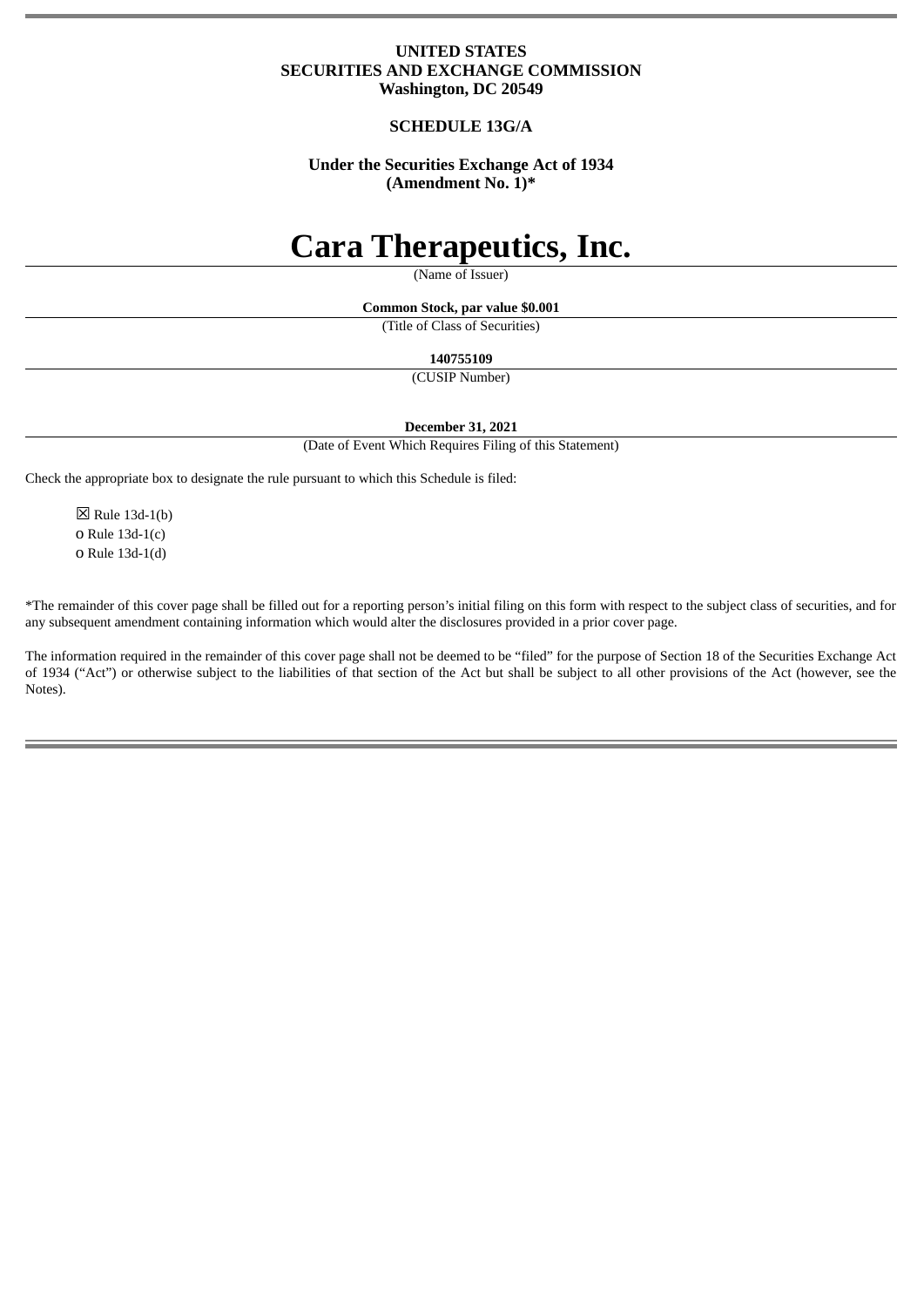**UNITED STATES**
**SECURITIES AND EXCHANGE COMMISSION**
**Washington, DC 20549**

**SCHEDULE 13G/A**

**Under the Securities Exchange Act of 1934**
**(Amendment No. 1)***

# Cara Therapeutics, Inc.

(Name of Issuer)

**Common Stock, par value $0.001**

(Title of Class of Securities)

**140755109**

(CUSIP Number)

**December 31, 2021**

(Date of Event Which Requires Filing of this Statement)

Check the appropriate box to designate the rule pursuant to which this Schedule is filed:

☒ Rule 13d-1(b)
o Rule 13d-1(c)
o Rule 13d-1(d)

*The remainder of this cover page shall be filled out for a reporting person's initial filing on this form with respect to the subject class of securities, and for any subsequent amendment containing information which would alter the disclosures provided in a prior cover page.

The information required in the remainder of this cover page shall not be deemed to be "filed" for the purpose of Section 18 of the Securities Exchange Act of 1934 ("Act") or otherwise subject to the liabilities of that section of the Act but shall be subject to all other provisions of the Act (however, see the Notes).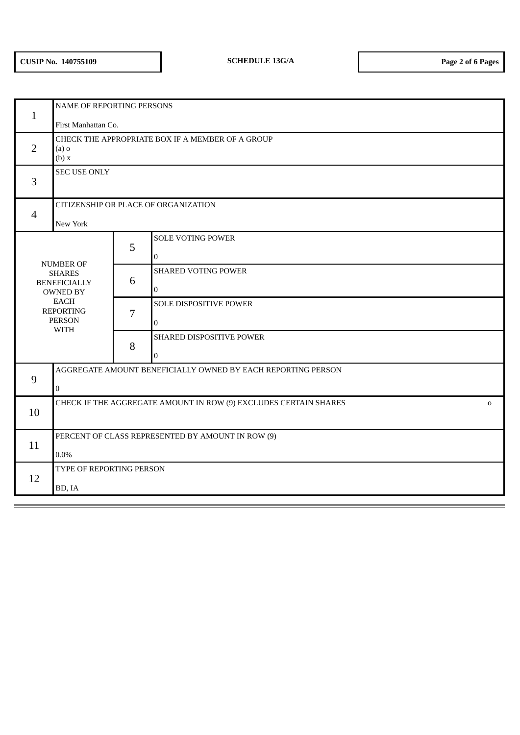**CUSIP No. 140755109** | **SCHEDULE 13G/A**

| | | | |
|---|---|---|---|
| 1 | NAME OF REPORTING PERSONS<br><br>First Manhattan Co. | | |
| 2 | CHECK THE APPROPRIATE BOX IF A MEMBER OF A GROUP<br>(a) o<br>(b) x | | |
| 3 | SEC USE ONLY | | |
| 4 | CITIZENSHIP OR PLACE OF ORGANIZATION<br><br>New York | | |
| NUMBER OF SHARES BENEFICIALLY OWNED BY EACH REPORTING PERSON WITH | | 5 | SOLE VOTING POWER<br><br>0 |
| | | 6 | SHARED VOTING POWER<br><br>0 |
| | | 7 | SOLE DISPOSITIVE POWER<br><br>0 |
| | | 8 | SHARED DISPOSITIVE POWER<br><br>0 |
| 9 | AGGREGATE AMOUNT BENEFICIALLY OWNED BY EACH REPORTING PERSON<br><br>0 | | |
| 10 | CHECK IF THE AGGREGATE AMOUNT IN ROW (9) EXCLUDES CERTAIN SHARES o | | |
| 11 | PERCENT OF CLASS REPRESENTED BY AMOUNT IN ROW (9)<br><br>0.0% | | |
| 12 | TYPE OF REPORTING PERSON<br><br>BD, IA | | |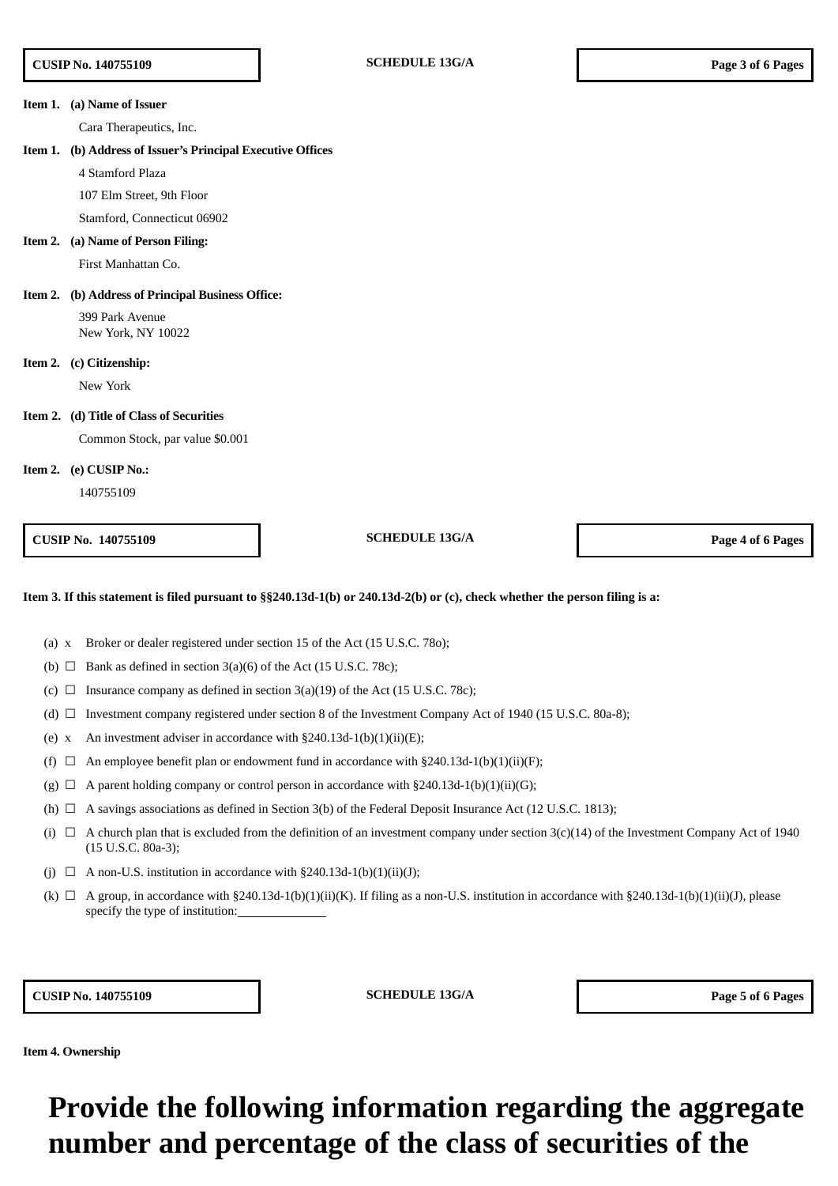**Item 1. (a) Name of Issuer**

Cara Therapeutics, Inc.

**Item 1. (b) Address of Issuer's Principal Executive Offices**

4 Stamford Plaza

107 Elm Street, 9th Floor

Stamford, Connecticut 06902

**Item 2. (a) Name of Person Filing:**

First Manhattan Co.

**Item 2. (b) Address of Principal Business Office:**

399 Park Avenue
New York, NY 10022

**Item 2. (c) Citizenship:**

New York

**Item 2. (d) Title of Class of Securities**

Common Stock, par value $0.001

**Item 2. (e) CUSIP No.:**

140755109

**Item 3. If this statement is filed pursuant to §§240.13d-1(b) or 240.13d-2(b) or (c), check whether the person filing is a:**

- (a) x Broker or dealer registered under section 15 of the Act (15 U.S.C. 78o);
- (b) ☐ Bank as defined in section 3(a)(6) of the Act (15 U.S.C. 78c);
- (c) ☐ Insurance company as defined in section 3(a)(19) of the Act (15 U.S.C. 78c);
- (d) ☐ Investment company registered under section 8 of the Investment Company Act of 1940 (15 U.S.C. 80a-8);
- (e) x An investment adviser in accordance with §240.13d-1(b)(1)(ii)(E);
- (f) ☐ An employee benefit plan or endowment fund in accordance with §240.13d-1(b)(1)(ii)(F);
- (g) ☐ A parent holding company or control person in accordance with §240.13d-1(b)(1)(ii)(G);
- (h) ☐ A savings associations as defined in Section 3(b) of the Federal Deposit Insurance Act (12 U.S.C. 1813);
- (i) ☐ A church plan that is excluded from the definition of an investment company under section 3(c)(14) of the Investment Company Act of 1940 (15 U.S.C. 80a-3);
- (j) ☐ A non-U.S. institution in accordance with §240.13d-1(b)(1)(ii)(J);
- (k) ☐ A group, in accordance with §240.13d-1(b)(1)(ii)(K). If filing as a non-U.S. institution in accordance with §240.13d-1(b)(1)(ii)(J), please specify the type of institution:\_\_\_\_\_\_\_\_\_\_\_\_

**Item 4. Ownership**

# Provide the following information regarding the aggregate number and percentage of the class of securities of the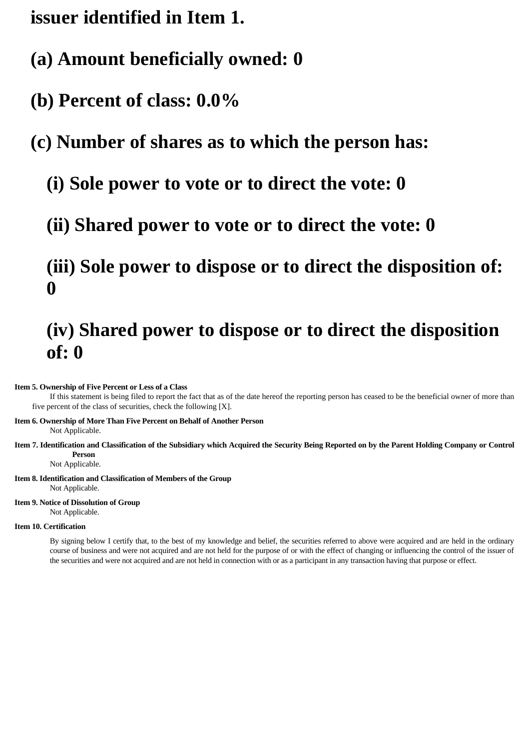**issuer identified in Item 1.**

**(a) Amount beneficially owned: 0**

**(b) Percent of class: 0.0%**

**(c) Number of shares as to which the person has:**

**(i) Sole power to vote or to direct the vote: 0**

**(ii) Shared power to vote or to direct the vote: 0**

**(iii) Sole power to dispose or to direct the disposition of: 0**

**(iv) Shared power to dispose or to direct the disposition of: 0**

**Item 5. Ownership of Five Percent or Less of a Class**

If this statement is being filed to report the fact that as of the date hereof the reporting person has ceased to be the beneficial owner of more than five percent of the class of securities, check the following [X].

**Item 6. Ownership of More Than Five Percent on Behalf of Another Person**

Not Applicable.

**Item 7. Identification and Classification of the Subsidiary which Acquired the Security Being Reported on by the Parent Holding Company or Control Person**

Not Applicable.

**Item 8. Identification and Classification of Members of the Group**

Not Applicable.

**Item 9. Notice of Dissolution of Group**

Not Applicable.

**Item 10. Certification**

By signing below I certify that, to the best of my knowledge and belief, the securities referred to above were acquired and are held in the ordinary course of business and were not acquired and are not held for the purpose of or with the effect of changing or influencing the control of the issuer of the securities and were not acquired and are not held in connection with or as a participant in any transaction having that purpose or effect.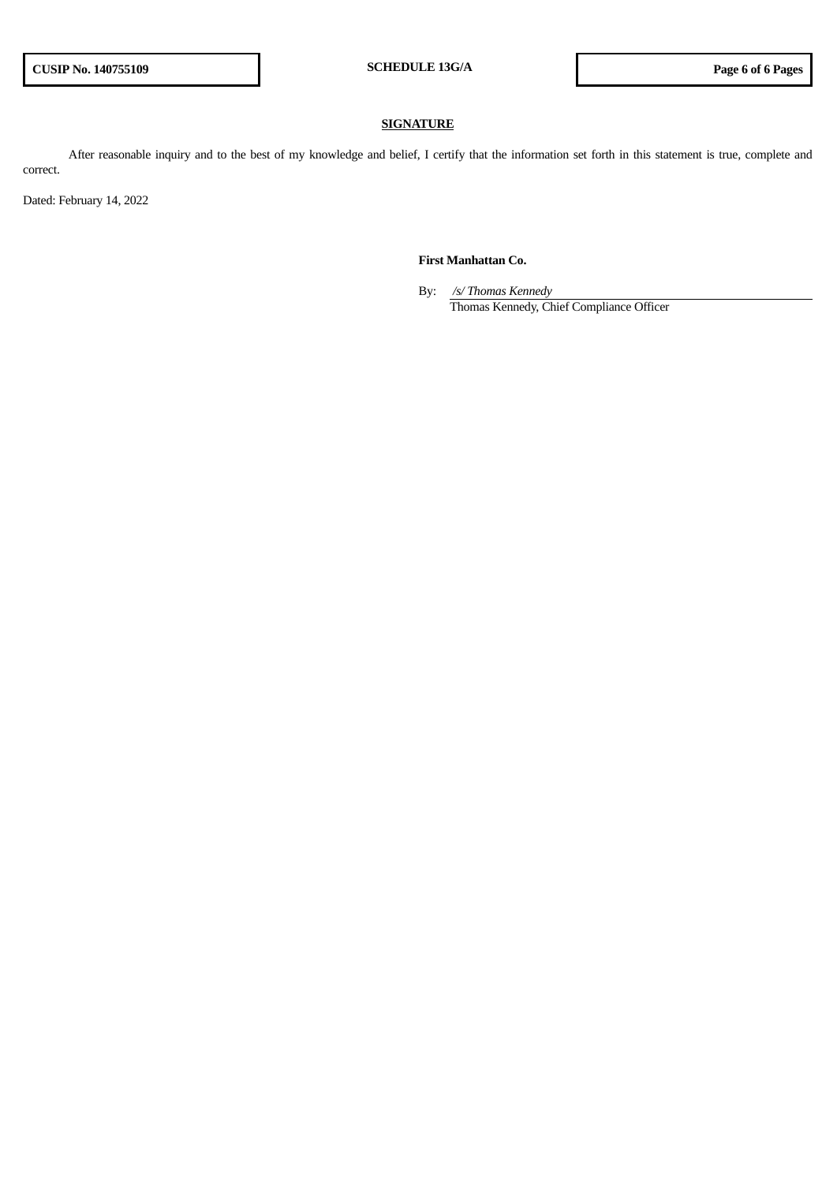**SIGNATURE**

After reasonable inquiry and to the best of my knowledge and belief, I certify that the information set forth in this statement is true, complete and correct.

Dated: February 14, 2022

**First Manhattan Co.**

By: */s/ Thomas Kennedy*
Thomas Kennedy, Chief Compliance Officer